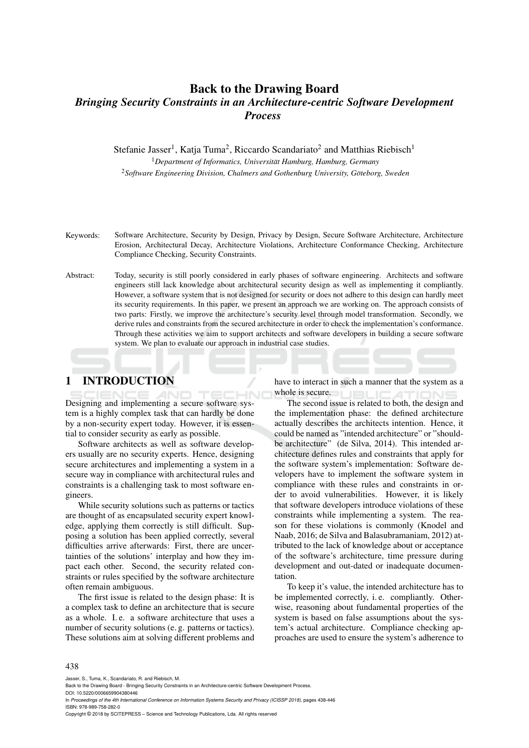# Back to the Drawing Board

## *Bringing Security Constraints in an Architecture-centric Software Development Process*

Stefanie Jasser[1], Katja Tuma[2], Riccardo Scandariato[2] and Matthias Riebisch[1]

[1]*Department of Informatics, Universität Hamburg, Hamburg, Germany*

[2]*Software Engineering Division, Chalmers and Gothenburg University, Göteborg, Sweden*

Keywords: Software Architecture, Security by Design, Privacy by Design, Secure Software Architecture, Architecture Erosion, Architectural Decay, Architecture Violations, Architecture Conformance Checking, Architecture Compliance Checking, Security Constraints.

Abstract: Today, security is still poorly considered in early phases of software engineering. Architects and software engineers still lack knowledge about architectural security design as well as implementing it compliantly. However, a software system that is not designed for security or does not adhere to this design can hardly meet its security requirements. In this paper, we present an approach we are working on. The approach consists of two parts: Firstly, we improve the architecture's security level through model transformation. Secondly, we derive rules and constraints from the secured architecture in order to check the implementation's conformance. Through these activities we aim to support architects and software developers in building a secure software system. We plan to evaluate our approach in industrial case studies.

## 1 INTRODUCTION

Designing and implementing a secure software system is a highly complex task that can hardly be done by a non-security expert today. However, it is essential to consider security as early as possible.

Software architects as well as software developers usually are no security experts. Hence, designing secure architectures and implementing a system in a secure way in compliance with architectural rules and constraints is a challenging task to most software engineers.

While security solutions such as patterns or tactics are thought of as encapsulated security expert knowledge, applying them correctly is still difficult. Supposing a solution has been applied correctly, several difficulties arrive afterwards: First, there are uncertainties of the solutions' interplay and how they impact each other. Second, the security related constraints or rules specified by the software architecture often remain ambiguous.

The first issue is related to the design phase: It is a complex task to define an architecture that is secure as a whole. I. e. a software architecture that uses a number of security solutions (e. g. patterns or tactics). These solutions aim at solving different problems and have to interact in such a manner that the system as a whole is secure.

The second issue is related to both, the design and the implementation phase: the defined architecture actually describes the architects intention. Hence, it could be named as "intended architecture" or "should-be architecture" (de Silva, 2014). This intended architecture defines rules and constraints that apply for the software system's implementation: Software developers have to implement the software system in compliance with these rules and constraints in order to avoid vulnerabilities. However, it is likely that software developers introduce violations of these constraints while implementing a system. The reason for these violations is commonly (Knodel and Naab, 2016; de Silva and Balasubramaniam, 2012) attributed to the lack of knowledge about or acceptance of the software's architecture, time pressure during development and out-dated or inadequate documentation.

To keep it's value, the intended architecture has to be implemented correctly, i. e. compliantly. Otherwise, reasoning about fundamental properties of the system is based on false assumptions about the system's actual architecture. Compliance checking approaches are used to ensure the system's adherence to

Jasser, S., Tuma, K., Scandariato, R. and Riebisch, M.
Back to the Drawing Board - Bringing Security Constraints in an Architecture-centric Software Development Process.
DOI: 10.5220/0006659904380446
In *Proceedings of the 4th International Conference on Information Systems Security and Privacy (ICISSP 2018)*, pages 438-446
ISBN: 978-989-758-282-0
Copyright © 2018 by SCITEPRESS – Science and Technology Publications, Lda. All rights reserved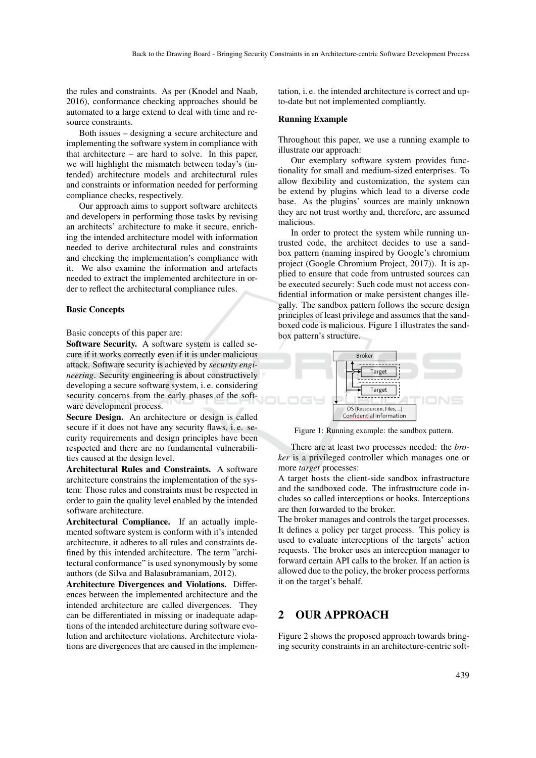the rules and constraints. As per (Knodel and Naab, 2016), conformance checking approaches should be automated to a large extend to deal with time and resource constraints.

Both issues – designing a secure architecture and implementing the software system in compliance with that architecture – are hard to solve. In this paper, we will highlight the mismatch between today's (intended) architecture models and architectural rules and constraints or information needed for performing compliance checks, respectively.

Our approach aims to support software architects and developers in performing those tasks by revising an architects' architecture to make it secure, enriching the intended architecture model with information needed to derive architectural rules and constraints and checking the implementation's compliance with it. We also examine the information and artefacts needed to extract the implemented architecture in order to reflect the architectural compliance rules.

**Basic Concepts**

Basic concepts of this paper are:

**Software Security.** A software system is called secure if it works correctly even if it is under malicious attack. Software security is achieved by *security engineering*. Security engineering is about constructively developing a secure software system, i. e. considering security concerns from the early phases of the software development process.

**Secure Design.** An architecture or design is called secure if it does not have any security flaws, i. e. security requirements and design principles have been respected and there are no fundamental vulnerabilities caused at the design level.

**Architectural Rules and Constraints.** A software architecture constrains the implementation of the system: Those rules and constraints must be respected in order to gain the quality level enabled by the intended software architecture.

**Architectural Compliance.** If an actually implemented software system is conform with it's intended software architecture, it adheres to all rules and constraints defined by this intended architecture. The term "architectural conformance" is used synonymously by some authors (de Silva and Balasubramaniam, 2012).

**Architecture Divergences and Violations.** Differences between the implemented architecture and the intended architecture are called divergences. They can be differentiated in missing or inadequate adaptions of the intended architecture during software evolution and architecture violations. Architecture violations are divergences that are caused in the implementation, i. e. the intended architecture is correct and up-to-date but not implemented compliantly.

**Running Example**

Throughout this paper, we use a running example to illustrate our approach:

Our exemplary software system provides functionality for small and medium-sized enterprises. To allow flexibility and customization, the system can be extend by plugins which lead to a diverse code base. As the plugins' sources are mainly unknown they are not trust worthy and, therefore, are assumed malicious.

In order to protect the system while running untrusted code, the architect decides to use a sandbox pattern (naming inspired by Google's chromium project (Google Chromium Project, 2017)). It is applied to ensure that code from untrusted sources can be executed securely: Such code must not access confidential information or make persistent changes illegally. The sandbox pattern follows the secure design principles of least privilege and assumes that the sandboxed code is malicious. Figure 1 illustrates the sandbox pattern's structure.

Broker

Target

Target

OS (Ressourcen, Files, ...)
Confidential Information

Figure 1: Running example: the sandbox pattern.

There are at least two processes needed: the *broker* is a privileged controller which manages one or more *target* processes:

A target hosts the client-side sandbox infrastructure and the sandboxed code. The infrastructure code includes so called interceptions or hooks. Interceptions are then forwarded to the broker.

The broker manages and controls the target processes. It defines a policy per target process. This policy is used to evaluate interceptions of the targets' action requests. The broker uses an interception manager to forward certain API calls to the broker. If an action is allowed due to the policy, the broker process performs it on the target's behalf.

## 2 OUR APPROACH

Figure 2 shows the proposed approach towards bringing security constraints in an architecture-centric soft-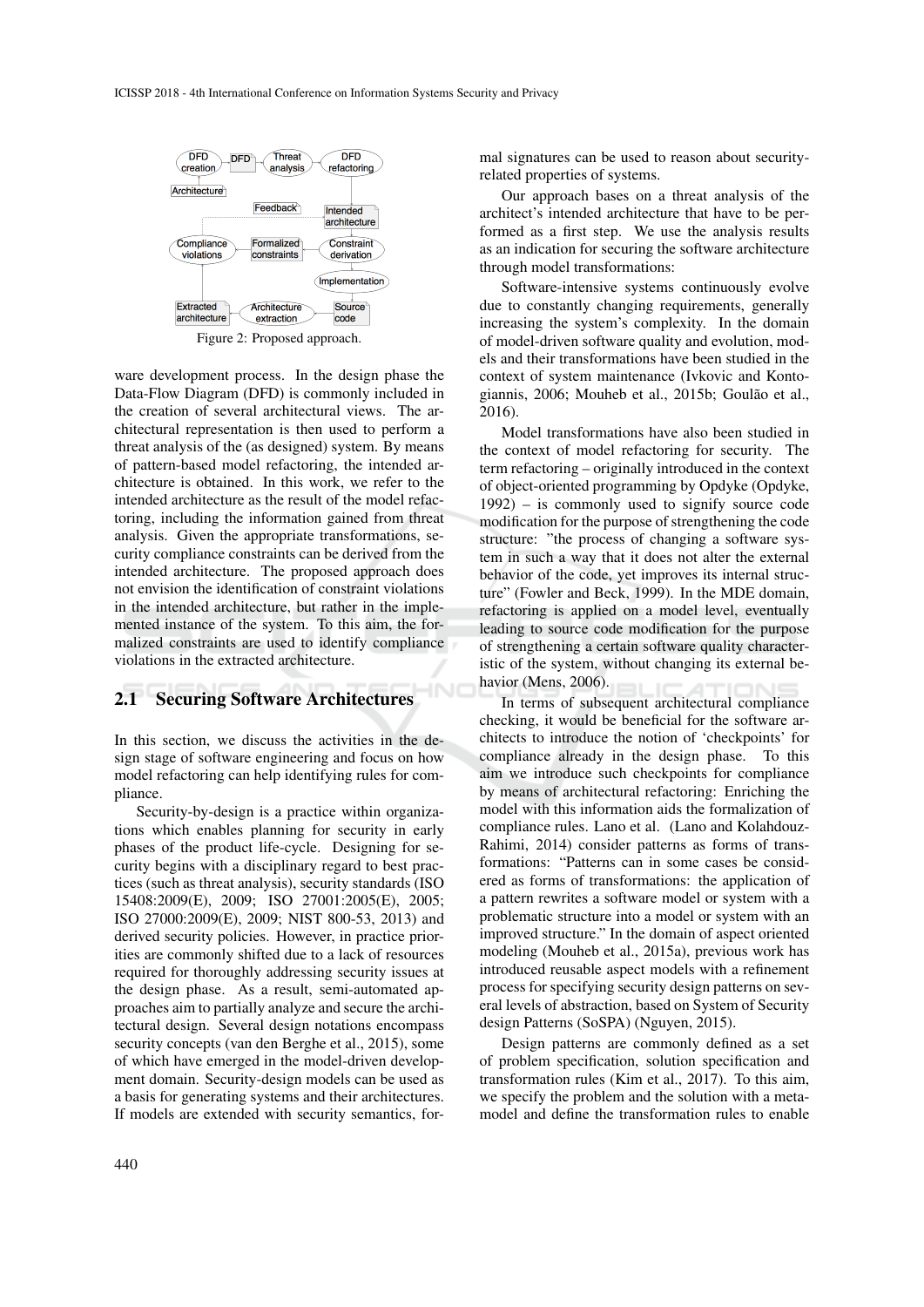Figure 2: Proposed approach.

ware development process. In the design phase the Data-Flow Diagram (DFD) is commonly included in the creation of several architectural views. The architectural representation is then used to perform a threat analysis of the (as designed) system. By means of pattern-based model refactoring, the intended architecture is obtained. In this work, we refer to the intended architecture as the result of the model refactoring, including the information gained from threat analysis. Given the appropriate transformations, security compliance constraints can be derived from the intended architecture. The proposed approach does not envision the identification of constraint violations in the intended architecture, but rather in the implemented instance of the system. To this aim, the formalized constraints are used to identify compliance violations in the extracted architecture.

## 2.1 Securing Software Architectures

In this section, we discuss the activities in the design stage of software engineering and focus on how model refactoring can help identifying rules for compliance.

Security-by-design is a practice within organizations which enables planning for security in early phases of the product life-cycle. Designing for security begins with a disciplinary regard to best practices (such as threat analysis), security standards (ISO 15408:2009(E), 2009; ISO 27001:2005(E), 2005; ISO 27000:2009(E), 2009; NIST 800-53, 2013) and derived security policies. However, in practice priorities are commonly shifted due to a lack of resources required for thoroughly addressing security issues at the design phase. As a result, semi-automated approaches aim to partially analyze and secure the architectural design. Several design notations encompass security concepts (van den Berghe et al., 2015), some of which have emerged in the model-driven development domain. Security-design models can be used as a basis for generating systems and their architectures. If models are extended with security semantics, formal signatures can be used to reason about security-related properties of systems.

Our approach bases on a threat analysis of the architect's intended architecture that have to be performed as a first step. We use the analysis results as an indication for securing the software architecture through model transformations:

Software-intensive systems continuously evolve due to constantly changing requirements, generally increasing the system's complexity. In the domain of model-driven software quality and evolution, models and their transformations have been studied in the context of system maintenance (Ivkovic and Kontogiannis, 2006; Mouheb et al., 2015b; Goulão et al., 2016).

Model transformations have also been studied in the context of model refactoring for security. The term refactoring – originally introduced in the context of object-oriented programming by Opdyke (Opdyke, 1992) – is commonly used to signify source code modification for the purpose of strengthening the code structure: "the process of changing a software system in such a way that it does not alter the external behavior of the code, yet improves its internal structure" (Fowler and Beck, 1999). In the MDE domain, refactoring is applied on a model level, eventually leading to source code modification for the purpose of strengthening a certain software quality characteristic of the system, without changing its external behavior (Mens, 2006).

In terms of subsequent architectural compliance checking, it would be beneficial for the software architects to introduce the notion of 'checkpoints' for compliance already in the design phase. To this aim we introduce such checkpoints for compliance by means of architectural refactoring: Enriching the model with this information aids the formalization of compliance rules. Lano et al. (Lano and Kolahdouz-Rahimi, 2014) consider patterns as forms of transformations: "Patterns can in some cases be considered as forms of transformations: the application of a pattern rewrites a software model or system with a problematic structure into a model or system with an improved structure." In the domain of aspect oriented modeling (Mouheb et al., 2015a), previous work has introduced reusable aspect models with a refinement process for specifying security design patterns on several levels of abstraction, based on System of Security design Patterns (SoSPA) (Nguyen, 2015).

Design patterns are commonly defined as a set of problem specification, solution specification and transformation rules (Kim et al., 2017). To this aim, we specify the problem and the solution with a metamodel and define the transformation rules to enable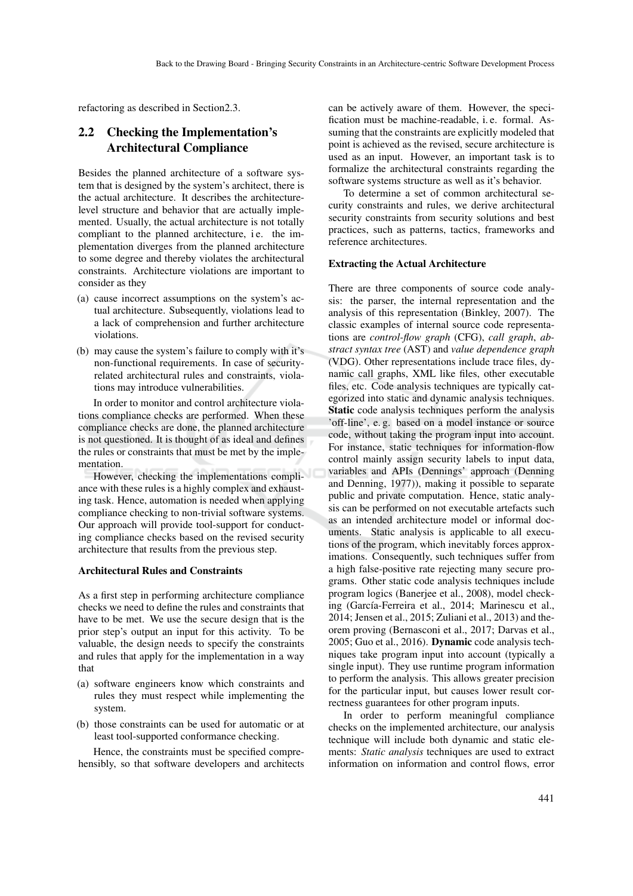refactoring as described in Section2.3.

## 2.2 Checking the Implementation's Architectural Compliance

Besides the planned architecture of a software system that is designed by the system's architect, there is the actual architecture. It describes the architecture-level structure and behavior that are actually implemented. Usually, the actual architecture is not totally compliant to the planned architecture, i e. the implementation diverges from the planned architecture to some degree and thereby violates the architectural constraints. Architecture violations are important to consider as they

(a) cause incorrect assumptions on the system's actual architecture. Subsequently, violations lead to a lack of comprehension and further architecture violations.

(b) may cause the system's failure to comply with it's non-functional requirements. In case of security-related architectural rules and constraints, violations may introduce vulnerabilities.

In order to monitor and control architecture violations compliance checks are performed. When these compliance checks are done, the planned architecture is not questioned. It is thought of as ideal and defines the rules or constraints that must be met by the implementation.

However, checking the implementations compliance with these rules is a highly complex and exhausting task. Hence, automation is needed when applying compliance checking to non-trivial software systems. Our approach will provide tool-support for conducting compliance checks based on the revised security architecture that results from the previous step.

**Architectural Rules and Constraints**

As a first step in performing architecture compliance checks we need to define the rules and constraints that have to be met. We use the secure design that is the prior step's output an input for this activity. To be valuable, the design needs to specify the constraints and rules that apply for the implementation in a way that

(a) software engineers know which constraints and rules they must respect while implementing the system.

(b) those constraints can be used for automatic or at least tool-supported conformance checking.

Hence, the constraints must be specified comprehensibly, so that software developers and architects can be actively aware of them. However, the specification must be machine-readable, i. e. formal. Assuming that the constraints are explicitly modeled that point is achieved as the revised, secure architecture is used as an input. However, an important task is to formalize the architectural constraints regarding the software systems structure as well as it's behavior.

To determine a set of common architectural security constraints and rules, we derive architectural security constraints from security solutions and best practices, such as patterns, tactics, frameworks and reference architectures.

**Extracting the Actual Architecture**

There are three components of source code analysis: the parser, the internal representation and the analysis of this representation (Binkley, 2007). The classic examples of internal source code representations are *control-flow graph* (CFG), *call graph*, *abstract syntax tree* (AST) and *value dependence graph* (VDG). Other representations include trace files, dynamic call graphs, XML like files, other executable files, etc. Code analysis techniques are typically categorized into static and dynamic analysis techniques. **Static** code analysis techniques perform the analysis 'off-line', e. g. based on a model instance or source code, without taking the program input into account. For instance, static techniques for information-flow control mainly assign security labels to input data, variables and APIs (Dennings' approach (Denning and Denning, 1977)), making it possible to separate public and private computation. Hence, static analysis can be performed on not executable artefacts such as an intended architecture model or informal documents. Static analysis is applicable to all executions of the program, which inevitably forces approximations. Consequently, such techniques suffer from a high false-positive rate rejecting many secure programs. Other static code analysis techniques include program logics (Banerjee et al., 2008), model checking (García-Ferreira et al., 2014; Marinescu et al., 2014; Jensen et al., 2015; Zuliani et al., 2013) and theorem proving (Bernasconi et al., 2017; Darvas et al., 2005; Guo et al., 2016). **Dynamic** code analysis techniques take program input into account (typically a single input). They use runtime program information to perform the analysis. This allows greater precision for the particular input, but causes lower result correctness guarantees for other program inputs.

In order to perform meaningful compliance checks on the implemented architecture, our analysis technique will include both dynamic and static elements: *Static analysis* techniques are used to extract information on information and control flows, error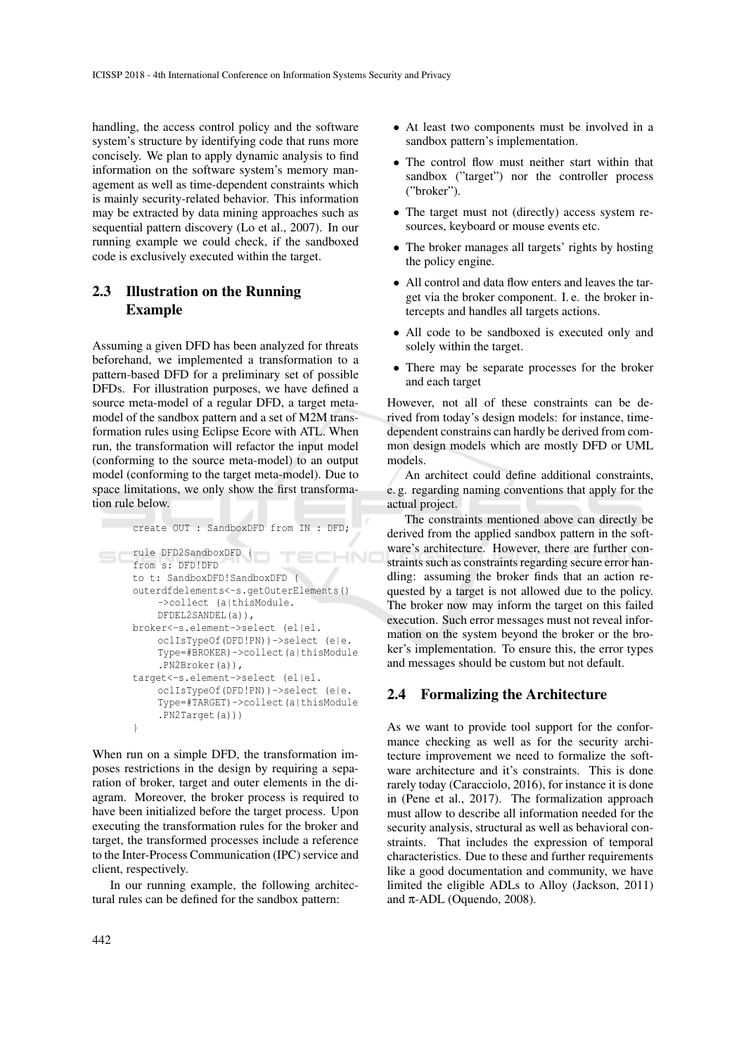handling, the access control policy and the software system's structure by identifying code that runs more concisely. We plan to apply dynamic analysis to find information on the software system's memory management as well as time-dependent constraints which is mainly security-related behavior. This information may be extracted by data mining approaches such as sequential pattern discovery (Lo et al., 2007). In our running example we could check, if the sandboxed code is exclusively executed within the target.

### 2.3 Illustration on the Running Example

Assuming a given DFD has been analyzed for threats beforehand, we implemented a transformation to a pattern-based DFD for a preliminary set of possible DFDs. For illustration purposes, we have defined a source meta-model of a regular DFD, a target meta-model of the sandbox pattern and a set of M2M transformation rules using Eclipse Ecore with ATL. When run, the transformation will refactor the input model (conforming to the source meta-model) to an output model (conforming to the target meta-model). Due to space limitations, we only show the first transformation rule below.

```
create OUT : SandboxDFD from IN : DFD;

rule DFD2SandboxDFD {
from s: DFD!DFD
to t: SandboxDFD!SandboxDFD (
outerdfdelements<-s.getOuterElements()
    ->collect (a|thisModule.
    DFDEL2SANDEL(a)),
broker<-s.element->select (el|el.
    oclIsTypeOf(DFD!PN))->select (e|e.
    Type=#BROKER)->collect(a|thisModule
    .PN2Broker(a)),
target<-s.element->select (el|el.
    oclIsTypeOf(DFD!PN))->select (e|e.
    Type=#TARGET)->collect(a|thisModule
    .PN2Target(a)))
}
```

When run on a simple DFD, the transformation imposes restrictions in the design by requiring a separation of broker, target and outer elements in the diagram. Moreover, the broker process is required to have been initialized before the target process. Upon executing the transformation rules for the broker and target, the transformed processes include a reference to the Inter-Process Communication (IPC) service and client, respectively.

In our running example, the following architectural rules can be defined for the sandbox pattern:

- At least two components must be involved in a sandbox pattern's implementation.
- The control flow must neither start within that sandbox ("target") nor the controller process ("broker").
- The target must not (directly) access system resources, keyboard or mouse events etc.
- The broker manages all targets' rights by hosting the policy engine.
- All control and data flow enters and leaves the target via the broker component. I. e. the broker intercepts and handles all targets actions.
- All code to be sandboxed is executed only and solely within the target.
- There may be separate processes for the broker and each target

However, not all of these constraints can be derived from today's design models: for instance, time-dependent constrains can hardly be derived from common design models which are mostly DFD or UML models.

An architect could define additional constraints, e. g. regarding naming conventions that apply for the actual project.

The constraints mentioned above can directly be derived from the applied sandbox pattern in the software's architecture. However, there are further constraints such as constraints regarding secure error handling: assuming the broker finds that an action requested by a target is not allowed due to the policy. The broker now may inform the target on this failed execution. Such error messages must not reveal information on the system beyond the broker or the broker's implementation. To ensure this, the error types and messages should be custom but not default.

### 2.4 Formalizing the Architecture

As we want to provide tool support for the conformance checking as well as for the security architecture improvement we need to formalize the software architecture and it's constraints. This is done rarely today (Caracciolo, 2016), for instance it is done in (Pene et al., 2017). The formalization approach must allow to describe all information needed for the security analysis, structural as well as behavioral constraints. That includes the expression of temporal characteristics. Due to these and further requirements like a good documentation and community, we have limited the eligible ADLs to Alloy (Jackson, 2011) and $\pi$-ADL (Oquendo, 2008).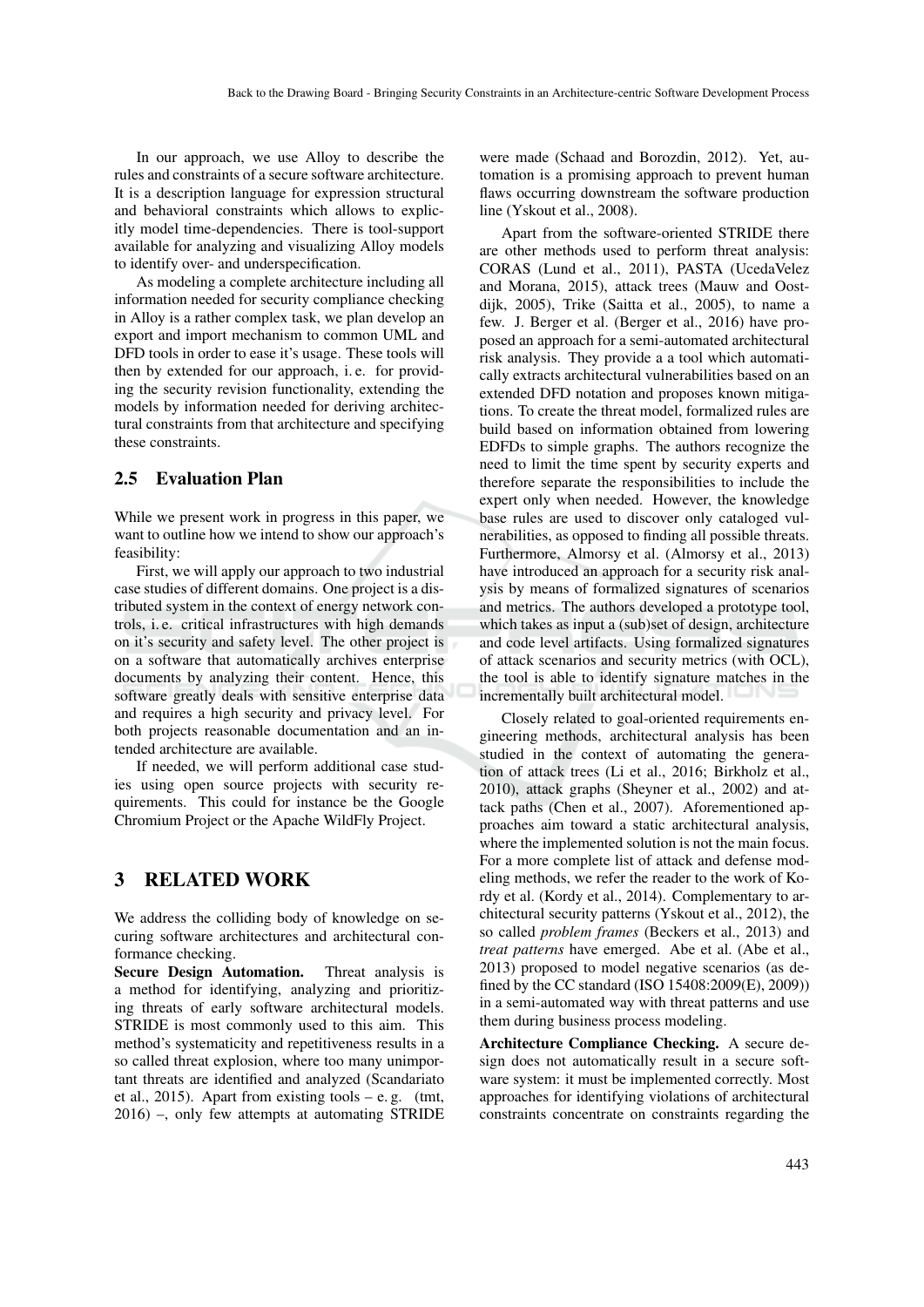In our approach, we use Alloy to describe the rules and constraints of a secure software architecture. It is a description language for expression structural and behavioral constraints which allows to explicitly model time-dependencies. There is tool-support available for analyzing and visualizing Alloy models to identify over- and underspecification.

As modeling a complete architecture including all information needed for security compliance checking in Alloy is a rather complex task, we plan develop an export and import mechanism to common UML and DFD tools in order to ease it's usage. These tools will then by extended for our approach, i. e. for providing the security revision functionality, extending the models by information needed for deriving architectural constraints from that architecture and specifying these constraints.

### 2.5 Evaluation Plan

While we present work in progress in this paper, we want to outline how we intend to show our approach's feasibility:

First, we will apply our approach to two industrial case studies of different domains. One project is a distributed system in the context of energy network controls, i. e. critical infrastructures with high demands on it's security and safety level. The other project is on a software that automatically archives enterprise documents by analyzing their content. Hence, this software greatly deals with sensitive enterprise data and requires a high security and privacy level. For both projects reasonable documentation and an intended architecture are available.

If needed, we will perform additional case studies using open source projects with security requirements. This could for instance be the Google Chromium Project or the Apache WildFly Project.

## 3 RELATED WORK

We address the colliding body of knowledge on securing software architectures and architectural conformance checking.

**Secure Design Automation.** Threat analysis is a method for identifying, analyzing and prioritizing threats of early software architectural models. STRIDE is most commonly used to this aim. This method's systematicity and repetitiveness results in a so called threat explosion, where too many unimportant threats are identified and analyzed (Scandariato et al., 2015). Apart from existing tools – e. g. (tmt, 2016) –, only few attempts at automating STRIDE were made (Schaad and Borozdin, 2012). Yet, automation is a promising approach to prevent human flaws occurring downstream the software production line (Yskout et al., 2008).

Apart from the software-oriented STRIDE there are other methods used to perform threat analysis: CORAS (Lund et al., 2011), PASTA (UcedaVelez and Morana, 2015), attack trees (Mauw and Oostdijk, 2005), Trike (Saitta et al., 2005), to name a few. J. Berger et al. (Berger et al., 2016) have proposed an approach for a semi-automated architectural risk analysis. They provide a a tool which automatically extracts architectural vulnerabilities based on an extended DFD notation and proposes known mitigations. To create the threat model, formalized rules are build based on information obtained from lowering EDFDs to simple graphs. The authors recognize the need to limit the time spent by security experts and therefore separate the responsibilities to include the expert only when needed. However, the knowledge base rules are used to discover only cataloged vulnerabilities, as opposed to finding all possible threats. Furthermore, Almorsy et al. (Almorsy et al., 2013) have introduced an approach for a security risk analysis by means of formalized signatures of scenarios and metrics. The authors developed a prototype tool, which takes as input a (sub)set of design, architecture and code level artifacts. Using formalized signatures of attack scenarios and security metrics (with OCL), the tool is able to identify signature matches in the incrementally built architectural model.

Closely related to goal-oriented requirements engineering methods, architectural analysis has been studied in the context of automating the generation of attack trees (Li et al., 2016; Birkholz et al., 2010), attack graphs (Sheyner et al., 2002) and attack paths (Chen et al., 2007). Aforementioned approaches aim toward a static architectural analysis, where the implemented solution is not the main focus. For a more complete list of attack and defense modeling methods, we refer the reader to the work of Kordy et al. (Kordy et al., 2014). Complementary to architectural security patterns (Yskout et al., 2012), the so called *problem frames* (Beckers et al., 2013) and *treat patterns* have emerged. Abe et al. (Abe et al., 2013) proposed to model negative scenarios (as defined by the CC standard (ISO 15408:2009(E), 2009)) in a semi-automated way with threat patterns and use them during business process modeling.

**Architecture Compliance Checking.** A secure design does not automatically result in a secure software system: it must be implemented correctly. Most approaches for identifying violations of architectural constraints concentrate on constraints regarding the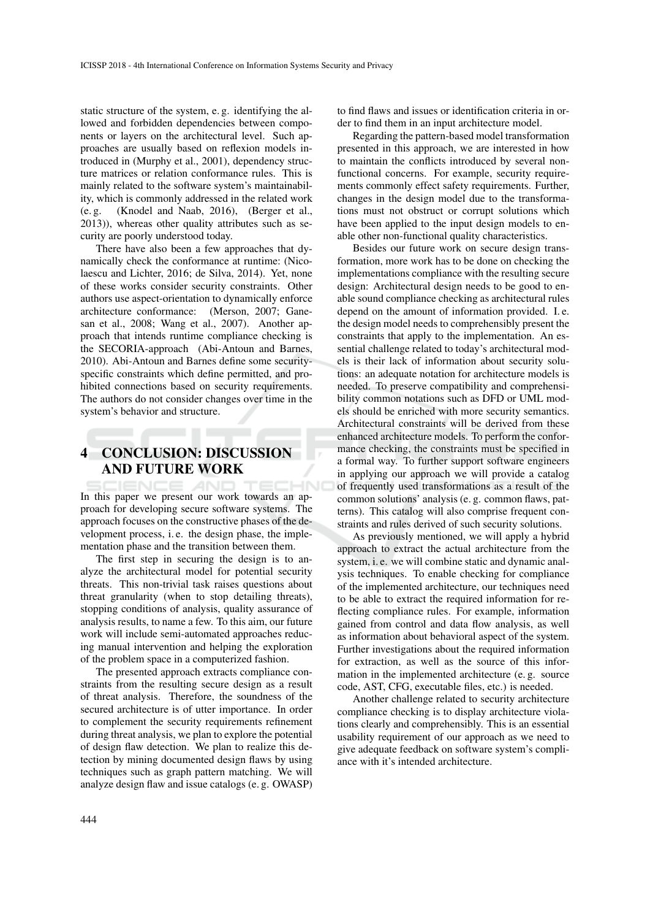static structure of the system, e. g. identifying the allowed and forbidden dependencies between components or layers on the architectural level. Such approaches are usually based on reflexion models introduced in (Murphy et al., 2001), dependency structure matrices or relation conformance rules. This is mainly related to the software system's maintainability, which is commonly addressed in the related work (e. g. (Knodel and Naab, 2016), (Berger et al., 2013)), whereas other quality attributes such as security are poorly understood today.

There have also been a few approaches that dynamically check the conformance at runtime: (Nicolaescu and Lichter, 2016; de Silva, 2014). Yet, none of these works consider security constraints. Other authors use aspect-orientation to dynamically enforce architecture conformance: (Merson, 2007; Ganesan et al., 2008; Wang et al., 2007). Another approach that intends runtime compliance checking is the SECORIA-approach (Abi-Antoun and Barnes, 2010). Abi-Antoun and Barnes define some security-specific constraints which define permitted, and prohibited connections based on security requirements. The authors do not consider changes over time in the system's behavior and structure.

## 4 CONCLUSION: DISCUSSION AND FUTURE WORK

In this paper we present our work towards an approach for developing secure software systems. The approach focuses on the constructive phases of the development process, i. e. the design phase, the implementation phase and the transition between them.

The first step in securing the design is to analyze the architectural model for potential security threats. This non-trivial task raises questions about threat granularity (when to stop detailing threats), stopping conditions of analysis, quality assurance of analysis results, to name a few. To this aim, our future work will include semi-automated approaches reducing manual intervention and helping the exploration of the problem space in a computerized fashion.

The presented approach extracts compliance constraints from the resulting secure design as a result of threat analysis. Therefore, the soundness of the secured architecture is of utter importance. In order to complement the security requirements refinement during threat analysis, we plan to explore the potential of design flaw detection. We plan to realize this detection by mining documented design flaws by using techniques such as graph pattern matching. We will analyze design flaw and issue catalogs (e. g. OWASP) to find flaws and issues or identification criteria in order to find them in an input architecture model.

Regarding the pattern-based model transformation presented in this approach, we are interested in how to maintain the conflicts introduced by several non-functional concerns. For example, security requirements commonly effect safety requirements. Further, changes in the design model due to the transformations must not obstruct or corrupt solutions which have been applied to the input design models to enable other non-functional quality characteristics.

Besides our future work on secure design transformation, more work has to be done on checking the implementations compliance with the resulting secure design: Architectural design needs to be good to enable sound compliance checking as architectural rules depend on the amount of information provided. I. e. the design model needs to comprehensibly present the constraints that apply to the implementation. An essential challenge related to today's architectural models is their lack of information about security solutions: an adequate notation for architecture models is needed. To preserve compatibility and comprehensibility common notations such as DFD or UML models should be enriched with more security semantics. Architectural constraints will be derived from these enhanced architecture models. To perform the conformance checking, the constraints must be specified in a formal way. To further support software engineers in applying our approach we will provide a catalog of frequently used transformations as a result of the common solutions' analysis (e. g. common flaws, patterns). This catalog will also comprise frequent constraints and rules derived of such security solutions.

As previously mentioned, we will apply a hybrid approach to extract the actual architecture from the system, i. e. we will combine static and dynamic analysis techniques. To enable checking for compliance of the implemented architecture, our techniques need to be able to extract the required information for reflecting compliance rules. For example, information gained from control and data flow analysis, as well as information about behavioral aspect of the system. Further investigations about the required information for extraction, as well as the source of this information in the implemented architecture (e. g. source code, AST, CFG, executable files, etc.) is needed.

Another challenge related to security architecture compliance checking is to display architecture violations clearly and comprehensibly. This is an essential usability requirement of our approach as we need to give adequate feedback on software system's compliance with it's intended architecture.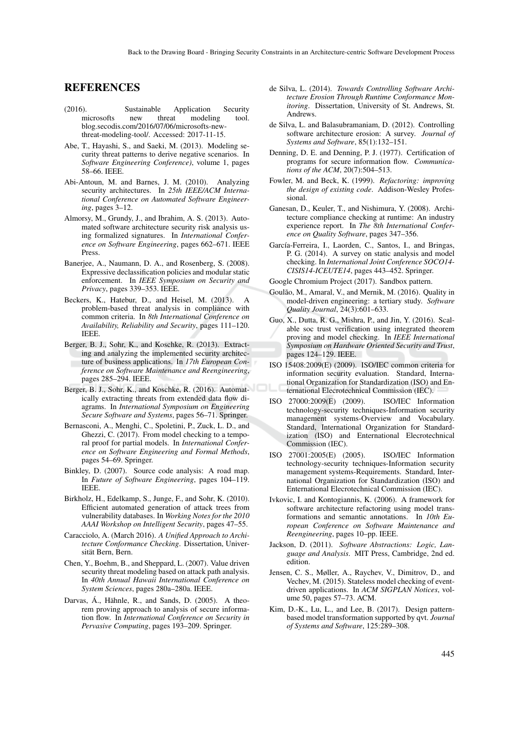## REFERENCES

(2016). Sustainable Application Security microsofts new threat modeling tool. blog.secodis.com/2016/07/06/microsofts-new-threat-modeling-tool/. Accessed: 2017-11-15.

Abe, T., Hayashi, S., and Saeki, M. (2013). Modeling security threat patterns to derive negative scenarios. In *Software Engineering Conference)*, volume 1, pages 58–66. IEEE.

Abi-Antoun, M. and Barnes, J. M. (2010). Analyzing security architectures. In *25th IEEE/ACM International Conference on Automated Software Engineering*, pages 3–12.

Almorsy, M., Grundy, J., and Ibrahim, A. S. (2013). Automated software architecture security risk analysis using formalized signatures. In *International Conference on Software Engineering*, pages 662–671. IEEE Press.

Banerjee, A., Naumann, D. A., and Rosenberg, S. (2008). Expressive declassification policies and modular static enforcement. In *IEEE Symposium on Security and Privacy*, pages 339–353. IEEE.

Beckers, K., Hatebur, D., and Heisel, M. (2013). A problem-based threat analysis in compliance with common criteria. In *8th International Conference on Availability, Reliability and Security*, pages 111–120. IEEE.

Berger, B. J., Sohr, K., and Koschke, R. (2013). Extracting and analyzing the implemented security architecture of business applications. In *17th European Conference on Software Maintenance and Reengineering*, pages 285–294. IEEE.

Berger, B. J., Sohr, K., and Koschke, R. (2016). Automatically extracting threats from extended data flow diagrams. In *International Symposium on Engineering Secure Software and Systems*, pages 56–71. Springer.

Bernasconi, A., Menghi, C., Spoletini, P., Zuck, L. D., and Ghezzi, C. (2017). From model checking to a temporal proof for partial models. In *International Conference on Software Engineering and Formal Methods*, pages 54–69. Springer.

Binkley, D. (2007). Source code analysis: A road map. In *Future of Software Engineering*, pages 104–119. IEEE.

Birkholz, H., Edelkamp, S., Junge, F., and Sohr, K. (2010). Efficient automated generation of attack trees from vulnerability databases. In *Working Notes for the 2010 AAAI Workshop on Intelligent Security*, pages 47–55.

Caracciolo, A. (March 2016). *A Unified Approach to Architecture Conformance Checking*. Dissertation, Universität Bern, Bern.

Chen, Y., Boehm, B., and Sheppard, L. (2007). Value driven security threat modeling based on attack path analysis. In *40th Annual Hawaii International Conference on System Sciences*, pages 280a–280a. IEEE.

Darvas, Á., Hähnle, R., and Sands, D. (2005). A theorem proving approach to analysis of secure information flow. In *International Conference on Security in Pervasive Computing*, pages 193–209. Springer.

de Silva, L. (2014). *Towards Controlling Software Architecture Erosion Through Runtime Conformance Monitoring*. Dissertation, University of St. Andrews, St. Andrews.

de Silva, L. and Balasubramaniam, D. (2012). Controlling software architecture erosion: A survey. *Journal of Systems and Software*, 85(1):132–151.

Denning, D. E. and Denning, P. J. (1977). Certification of programs for secure information flow. *Communications of the ACM*, 20(7):504–513.

Fowler, M. and Beck, K. (1999). *Refactoring: improving the design of existing code*. Addison-Wesley Professional.

Ganesan, D., Keuler, T., and Nishimura, Y. (2008). Architecture compliance checking at runtime: An industry experience report. In *The 8th International Conference on Quality Software*, pages 347–356.

García-Ferreira, I., Laorden, C., Santos, I., and Bringas, P. G. (2014). A survey on static analysis and model checking. In *International Joint Conference SOCO14-CISIS14-ICEUTE14*, pages 443–452. Springer.

Google Chromium Project (2017). Sandbox pattern.

Goulão, M., Amaral, V., and Mernik, M. (2016). Quality in model-driven engineering: a tertiary study. *Software Quality Journal*, 24(3):601–633.

Guo, X., Dutta, R. G., Mishra, P., and Jin, Y. (2016). Scalable soc trust verification using integrated theorem proving and model checking. In *IEEE International Symposium on Hardware Oriented Security and Trust*, pages 124–129. IEEE.

ISO 15408:2009(E) (2009). ISO/IEC common criteria for information security evaluation. Standard, International Organization for Standardization (ISO) and Enternational Elecrotechnical Commission (IEC).

ISO 27000:2009(E) (2009). ISO/IEC Information technology-security techniques-Information security management systems-Overview and Vocabulary. Standard, International Organization for Standardization (ISO) and Enternational Elecrotechnical Commission (IEC).

ISO 27001:2005(E) (2005). ISO/IEC Information technology-security techniques-Information security management systems-Requirements. Standard, International Organization for Standardization (ISO) and Enternational Elecrotechnical Commission (IEC).

Ivkovic, I. and Kontogiannis, K. (2006). A framework for software architecture refactoring using model transformations and semantic annotations. In *10th European Conference on Software Maintenance and Reengineering*, pages 10–pp. IEEE.

Jackson, D. (2011). *Software Abstractions: Logic, Language and Analysis*. MIT Press, Cambridge, 2nd ed. edition.

Jensen, C. S., Møller, A., Raychev, V., Dimitrov, D., and Vechev, M. (2015). Stateless model checking of event-driven applications. In *ACM SIGPLAN Notices*, volume 50, pages 57–73. ACM.

Kim, D.-K., Lu, L., and Lee, B. (2017). Design pattern-based model transformation supported by qvt. *Journal of Systems and Software*, 125:289–308.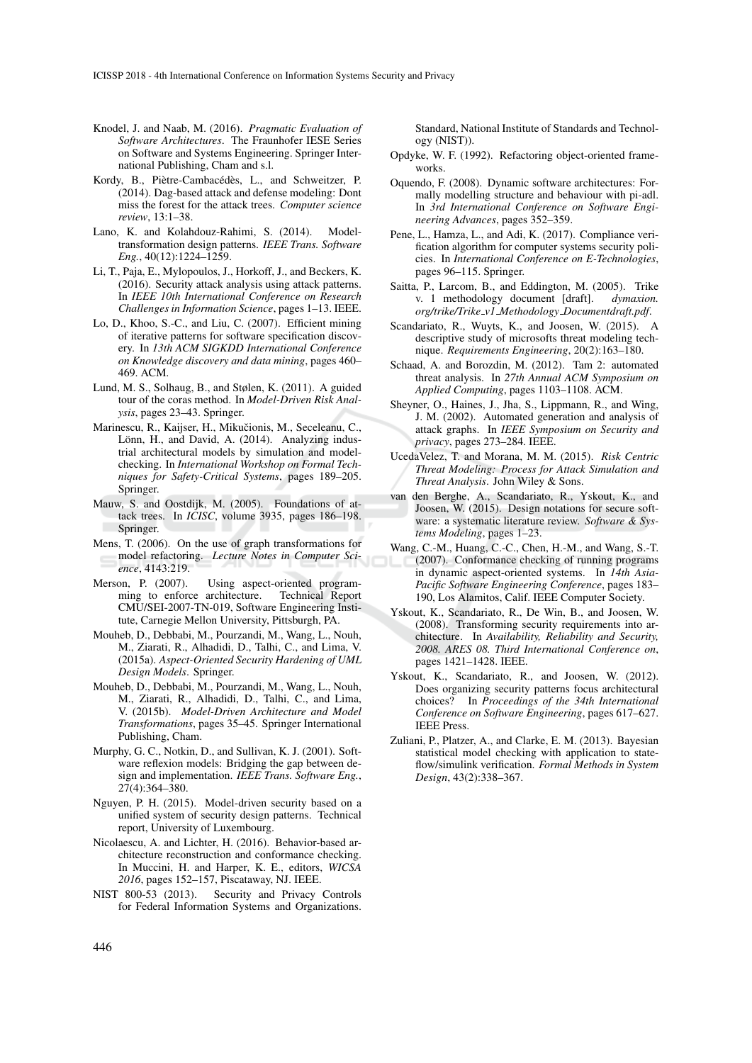Knodel, J. and Naab, M. (2016). *Pragmatic Evaluation of Software Architectures*. The Fraunhofer IESE Series on Software and Systems Engineering. Springer International Publishing, Cham and s.l.

Kordy, B., Piètre-Cambacédès, L., and Schweitzer, P. (2014). Dag-based attack and defense modeling: Dont miss the forest for the attack trees. *Computer science review*, 13:1–38.

Lano, K. and Kolahdouz-Rahimi, S. (2014). Model-transformation design patterns. *IEEE Trans. Software Eng.*, 40(12):1224–1259.

Li, T., Paja, E., Mylopoulos, J., Horkoff, J., and Beckers, K. (2016). Security attack analysis using attack patterns. In *IEEE 10th International Conference on Research Challenges in Information Science*, pages 1–13. IEEE.

Lo, D., Khoo, S.-C., and Liu, C. (2007). Efficient mining of iterative patterns for software specification discovery. In *13th ACM SIGKDD International Conference on Knowledge discovery and data mining*, pages 460–469. ACM.

Lund, M. S., Solhaug, B., and Stølen, K. (2011). A guided tour of the coras method. In *Model-Driven Risk Analysis*, pages 23–43. Springer.

Marinescu, R., Kaijser, H., Mikučionis, M., Seceleanu, C., Lönn, H., and David, A. (2014). Analyzing industrial architectural models by simulation and model-checking. In *International Workshop on Formal Techniques for Safety-Critical Systems*, pages 189–205. Springer.

Mauw, S. and Oostdijk, M. (2005). Foundations of attack trees. In *ICISC*, volume 3935, pages 186–198. Springer.

Mens, T. (2006). On the use of graph transformations for model refactoring. *Lecture Notes in Computer Science*, 4143:219.

Merson, P. (2007). Using aspect-oriented programming to enforce architecture. Technical Report CMU/SEI-2007-TN-019, Software Engineering Institute, Carnegie Mellon University, Pittsburgh, PA.

Mouheb, D., Debbabi, M., Pourzandi, M., Wang, L., Nouh, M., Ziarati, R., Alhadidi, D., Talhi, C., and Lima, V. (2015a). *Aspect-Oriented Security Hardening of UML Design Models*. Springer.

Mouheb, D., Debbabi, M., Pourzandi, M., Wang, L., Nouh, M., Ziarati, R., Alhadidi, D., Talhi, C., and Lima, V. (2015b). *Model-Driven Architecture and Model Transformations*, pages 35–45. Springer International Publishing, Cham.

Murphy, G. C., Notkin, D., and Sullivan, K. J. (2001). Software reflexion models: Bridging the gap between design and implementation. *IEEE Trans. Software Eng.*, 27(4):364–380.

Nguyen, P. H. (2015). Model-driven security based on a unified system of security design patterns. Technical report, University of Luxembourg.

Nicolaescu, A. and Lichter, H. (2016). Behavior-based architecture reconstruction and conformance checking. In Muccini, H. and Harper, K. E., editors, *WICSA 2016*, pages 152–157, Piscataway, NJ. IEEE.

NIST 800-53 (2013). Security and Privacy Controls for Federal Information Systems and Organizations. Standard, National Institute of Standards and Technology (NIST)).

Opdyke, W. F. (1992). Refactoring object-oriented frameworks.

Oquendo, F. (2008). Dynamic software architectures: Formally modelling structure and behaviour with pi-adl. In *3rd International Conference on Software Engineering Advances*, pages 352–359.

Pene, L., Hamza, L., and Adi, K. (2017). Compliance verification algorithm for computer systems security policies. In *International Conference on E-Technologies*, pages 96–115. Springer.

Saitta, P., Larcom, B., and Eddington, M. (2005). Trike v. 1 methodology document [draft]. *dymaxion. org/trike/Trike_v1_Methodology_Documentdraft.pdf*.

Scandariato, R., Wuyts, K., and Joosen, W. (2015). A descriptive study of microsofts threat modeling technique. *Requirements Engineering*, 20(2):163–180.

Schaad, A. and Borozdin, M. (2012). Tam 2: automated threat analysis. In *27th Annual ACM Symposium on Applied Computing*, pages 1103–1108. ACM.

Sheyner, O., Haines, J., Jha, S., Lippmann, R., and Wing, J. M. (2002). Automated generation and analysis of attack graphs. In *IEEE Symposium on Security and privacy*, pages 273–284. IEEE.

UcedaVelez, T. and Morana, M. M. (2015). *Risk Centric Threat Modeling: Process for Attack Simulation and Threat Analysis*. John Wiley & Sons.

van den Berghe, A., Scandariato, R., Yskout, K., and Joosen, W. (2015). Design notations for secure software: a systematic literature review. *Software & Systems Modeling*, pages 1–23.

Wang, C.-M., Huang, C.-C., Chen, H.-M., and Wang, S.-T. (2007). Conformance checking of running programs in dynamic aspect-oriented systems. In *14th Asia-Pacific Software Engineering Conference*, pages 183–190, Los Alamitos, Calif. IEEE Computer Society.

Yskout, K., Scandariato, R., De Win, B., and Joosen, W. (2008). Transforming security requirements into architecture. In *Availability, Reliability and Security, 2008. ARES 08. Third International Conference on*, pages 1421–1428. IEEE.

Yskout, K., Scandariato, R., and Joosen, W. (2012). Does organizing security patterns focus architectural choices? In *Proceedings of the 34th International Conference on Software Engineering*, pages 617–627. IEEE Press.

Zuliani, P., Platzer, A., and Clarke, E. M. (2013). Bayesian statistical model checking with application to stateflow/simulink verification. *Formal Methods in System Design*, 43(2):338–367.